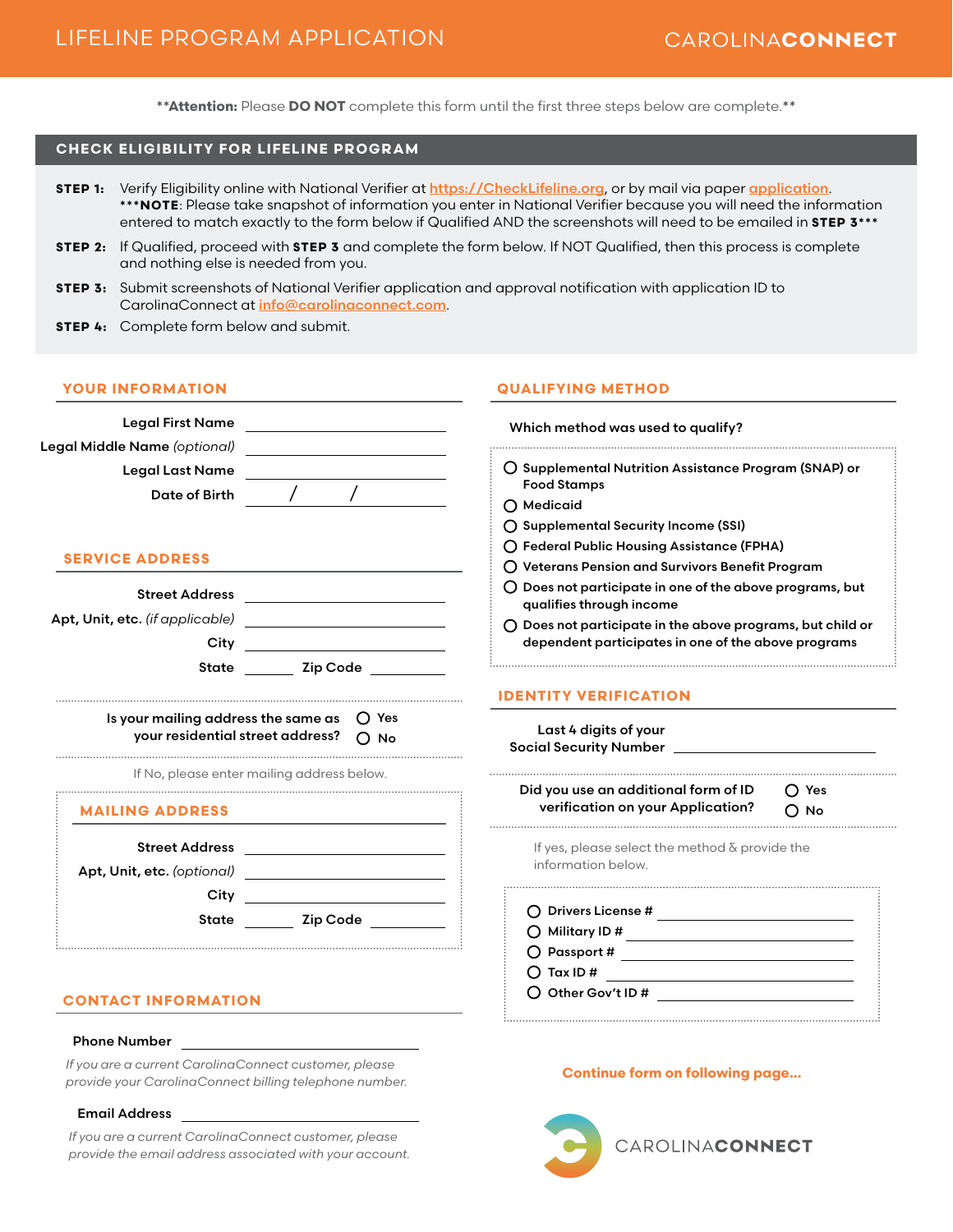# LIFELINE PROGRAM APPLICATION

CAROLINA**CONNECT**

****Attention:** Please **DO NOT** complete this form until the first three steps below are complete.**

## CHECK ELIGIBILITY FOR LIFELINE PROGRAM

**STEP 1:** Verify Eligibility online with National Verifier at https://CheckLifeline.org, or by mail via paper application.
*****NOTE**: Please take snapshot of information you enter in National Verifier because you will need the information entered to match exactly to the form below if Qualified AND the screenshots will need to be emailed in **STEP 3*****

**STEP 2:** If Qualified, proceed with **STEP 3** and complete the form below. If NOT Qualified, then this process is complete and nothing else is needed from you.

**STEP 3:** Submit screenshots of National Verifier application and approval notification with application ID to CarolinaConnect at info@carolinaconnect.com.

**STEP 4:** Complete form below and submit.

## YOUR INFORMATION

**Legal First Name** ____________________

**Legal Middle Name** *(optional)* ____________________

**Legal Last Name** ____________________

**Date of Birth** ______ / ______ / ______

## SERVICE ADDRESS

**Street Address** ____________________

**Apt, Unit, etc.** *(if applicable)* ____________________

**City** ____________________

**State** ________ **Zip Code** ____________

**Is your mailing address the same as your residential street address?** ○ Yes ○ No

If No, please enter mailing address below.

## MAILING ADDRESS

**Street Address** ____________________

**Apt, Unit, etc.** *(optional)* ____________________

**City** ____________________

**State** ________ **Zip Code** ____________

## CONTACT INFORMATION

**Phone Number** ____________________

*If you are a current CarolinaConnect customer, please provide your CarolinaConnect billing telephone number.*

**Email Address** ____________________

*If you are a current CarolinaConnect customer, please provide the email address associated with your account.*

## QUALIFYING METHOD

**Which method was used to qualify?**

- ○ **Supplemental Nutrition Assistance Program (SNAP) or Food Stamps**
- ○ **Medicaid**
- ○ **Supplemental Security Income (SSI)**
- ○ **Federal Public Housing Assistance (FPHA)**
- ○ **Veterans Pension and Survivors Benefit Program**
- ○ **Does not participate in one of the above programs, but qualifies through income**
- ○ **Does not participate in the above programs, but child or dependent participates in one of the above programs**

## IDENTITY VERIFICATION

**Last 4 digits of your Social Security Number** ____________________

**Did you use an additional form of ID verification on your Application?** ○ Yes ○ No

If yes, please select the method & provide the information below.

- ○ **Drivers License #** ____________________
- ○ **Military ID #** ____________________
- ○ **Passport #** ____________________
- ○ **Tax ID #** ____________________
- ○ **Other Gov't ID #** ____________________

**Continue form on following page...**

CAROLINA**CONNECT**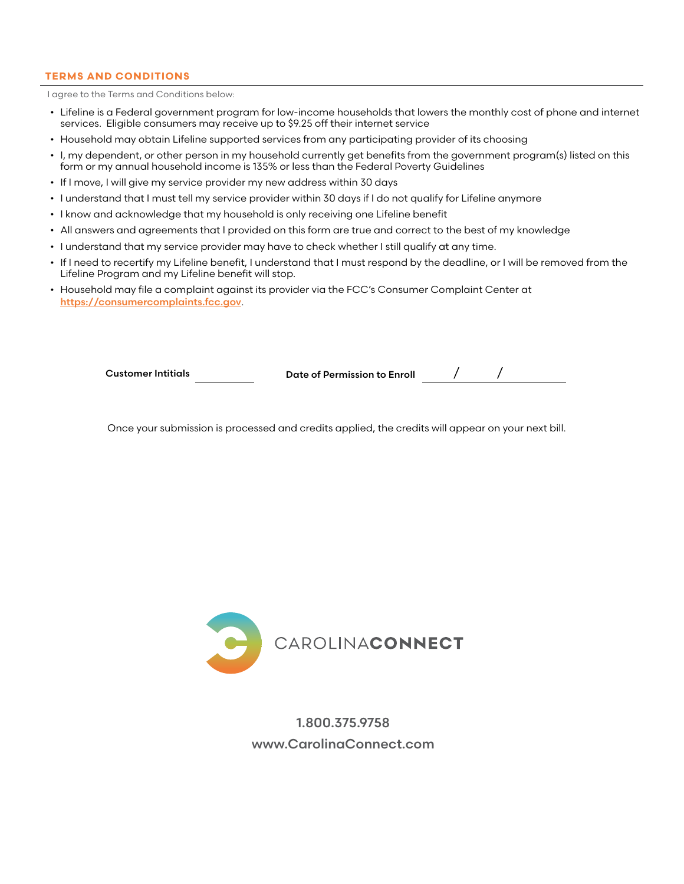## TERMS AND CONDITIONS

I agree to the Terms and Conditions below:

- Lifeline is a Federal government program for low-income households that lowers the monthly cost of phone and internet services. Eligible consumers may receive up to $9.25 off their internet service
- Household may obtain Lifeline supported services from any participating provider of its choosing
- I, my dependent, or other person in my household currently get benefits from the government program(s) listed on this form or my annual household income is 135% or less than the Federal Poverty Guidelines
- If I move, I will give my service provider my new address within 30 days
- I understand that I must tell my service provider within 30 days if I do not qualify for Lifeline anymore
- I know and acknowledge that my household is only receiving one Lifeline benefit
- All answers and agreements that I provided on this form are true and correct to the best of my knowledge
- I understand that my service provider may have to check whether I still qualify at any time.
- If I need to recertify my Lifeline benefit, I understand that I must respond by the deadline, or I will be removed from the Lifeline Program and my Lifeline benefit will stop.
- Household may file a complaint against its provider via the FCC's Consumer Complaint Center at [https://consumercomplaints.fcc.gov](https://consumercomplaints.fcc.gov).

**Customer Intitials** __________ **Date of Permission to Enroll** _____ / _____ / _____

Once your submission is processed and credits applied, the credits will appear on your next bill.

CAROLINA**CONNECT**

**1.800.375.9758**

**www.CarolinaConnect.com**